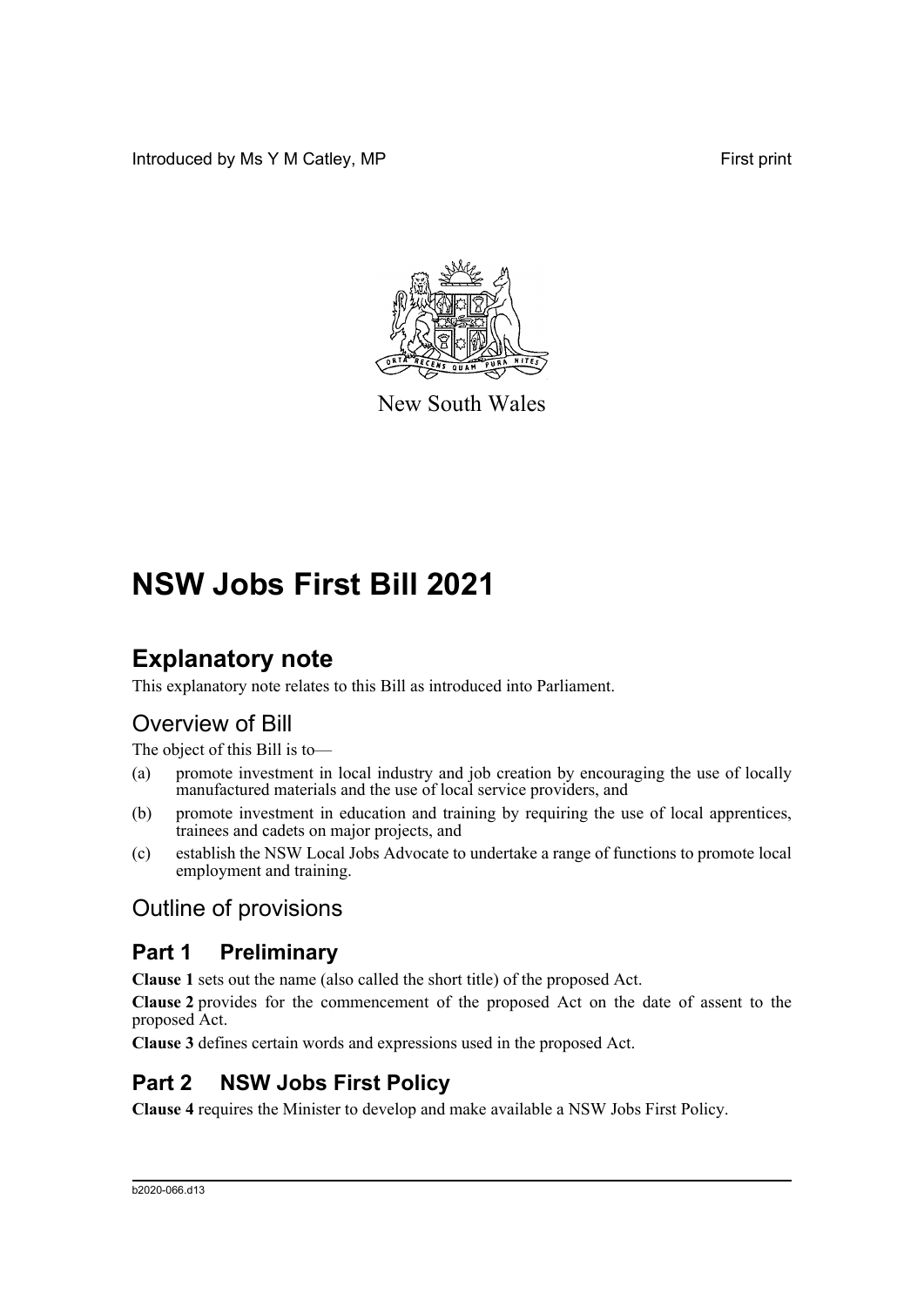Introduced by Ms Y M Catley, MP First print

New South Wales

# NSW Jobs First Bill 2021

## Explanatory note

This explanatory note relates to this Bill as introduced into Parliament.

### Overview of Bill

The object of this Bill is to—

(a) promote investment in local industry and job creation by encouraging the use of locally manufactured materials and the use of local service providers, and

(b) promote investment in education and training by requiring the use of local apprentices, trainees and cadets on major projects, and

(c) establish the NSW Local Jobs Advocate to undertake a range of functions to promote local employment and training.

### Outline of provisions

## Part 1 Preliminary

**Clause 1** sets out the name (also called the short title) of the proposed Act.

**Clause 2** provides for the commencement of the proposed Act on the date of assent to the proposed Act.

**Clause 3** defines certain words and expressions used in the proposed Act.

## Part 2 NSW Jobs First Policy

**Clause 4** requires the Minister to develop and make available a NSW Jobs First Policy.

b2020-066.d13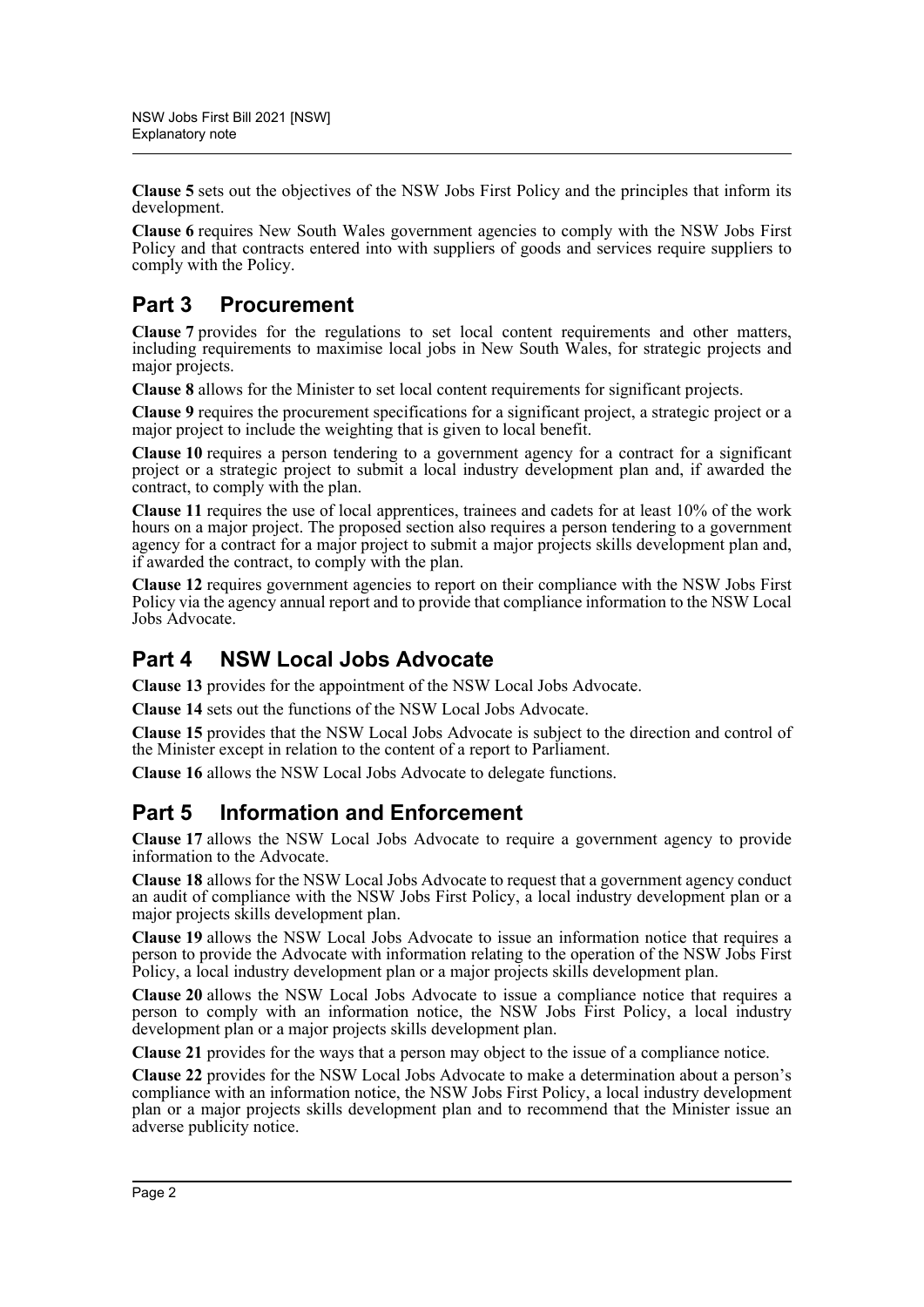**Clause 5** sets out the objectives of the NSW Jobs First Policy and the principles that inform its development.

**Clause 6** requires New South Wales government agencies to comply with the NSW Jobs First Policy and that contracts entered into with suppliers of goods and services require suppliers to comply with the Policy.

## Part 3 Procurement

**Clause 7** provides for the regulations to set local content requirements and other matters, including requirements to maximise local jobs in New South Wales, for strategic projects and major projects.

**Clause 8** allows for the Minister to set local content requirements for significant projects.

**Clause 9** requires the procurement specifications for a significant project, a strategic project or a major project to include the weighting that is given to local benefit.

**Clause 10** requires a person tendering to a government agency for a contract for a significant project or a strategic project to submit a local industry development plan and, if awarded the contract, to comply with the plan.

**Clause 11** requires the use of local apprentices, trainees and cadets for at least 10% of the work hours on a major project. The proposed section also requires a person tendering to a government agency for a contract for a major project to submit a major projects skills development plan and, if awarded the contract, to comply with the plan.

**Clause 12** requires government agencies to report on their compliance with the NSW Jobs First Policy via the agency annual report and to provide that compliance information to the NSW Local Jobs Advocate.

## Part 4 NSW Local Jobs Advocate

**Clause 13** provides for the appointment of the NSW Local Jobs Advocate.

**Clause 14** sets out the functions of the NSW Local Jobs Advocate.

**Clause 15** provides that the NSW Local Jobs Advocate is subject to the direction and control of the Minister except in relation to the content of a report to Parliament.

**Clause 16** allows the NSW Local Jobs Advocate to delegate functions.

## Part 5 Information and Enforcement

**Clause 17** allows the NSW Local Jobs Advocate to require a government agency to provide information to the Advocate.

**Clause 18** allows for the NSW Local Jobs Advocate to request that a government agency conduct an audit of compliance with the NSW Jobs First Policy, a local industry development plan or a major projects skills development plan.

**Clause 19** allows the NSW Local Jobs Advocate to issue an information notice that requires a person to provide the Advocate with information relating to the operation of the NSW Jobs First Policy, a local industry development plan or a major projects skills development plan.

**Clause 20** allows the NSW Local Jobs Advocate to issue a compliance notice that requires a person to comply with an information notice, the NSW Jobs First Policy, a local industry development plan or a major projects skills development plan.

**Clause 21** provides for the ways that a person may object to the issue of a compliance notice.

**Clause 22** provides for the NSW Local Jobs Advocate to make a determination about a person's compliance with an information notice, the NSW Jobs First Policy, a local industry development plan or a major projects skills development plan and to recommend that the Minister issue an adverse publicity notice.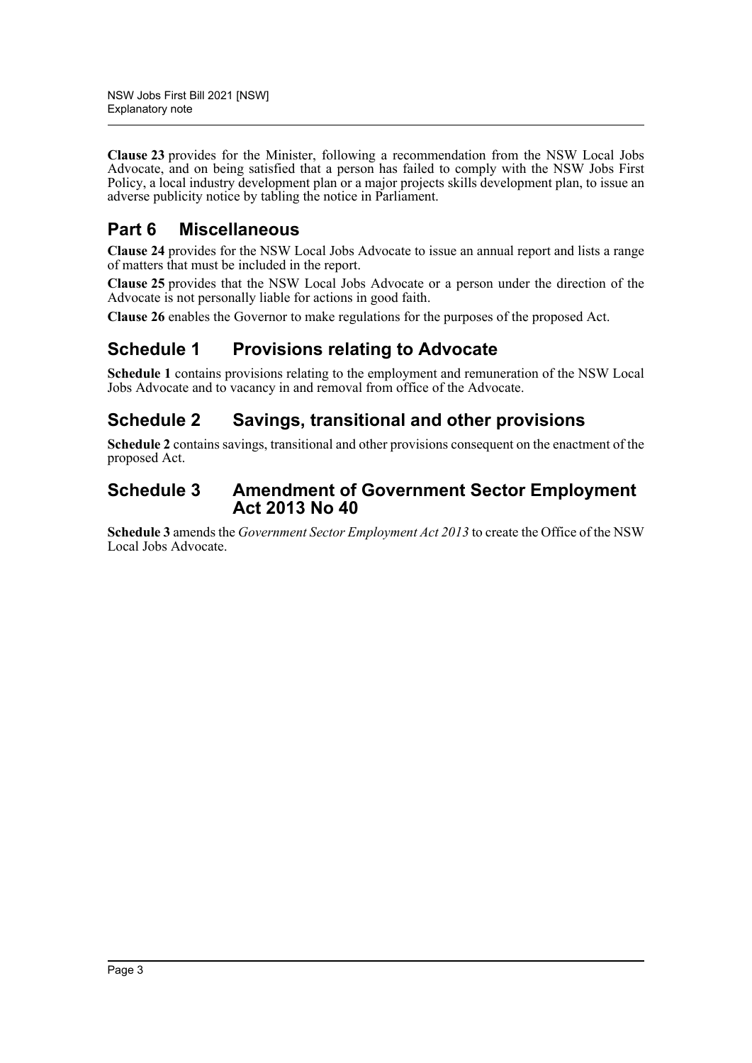**Clause 23** provides for the Minister, following a recommendation from the NSW Local Jobs Advocate, and on being satisfied that a person has failed to comply with the NSW Jobs First Policy, a local industry development plan or a major projects skills development plan, to issue an adverse publicity notice by tabling the notice in Parliament.

## Part 6 Miscellaneous

**Clause 24** provides for the NSW Local Jobs Advocate to issue an annual report and lists a range of matters that must be included in the report.

**Clause 25** provides that the NSW Local Jobs Advocate or a person under the direction of the Advocate is not personally liable for actions in good faith.

**Clause 26** enables the Governor to make regulations for the purposes of the proposed Act.

## Schedule 1 Provisions relating to Advocate

**Schedule 1** contains provisions relating to the employment and remuneration of the NSW Local Jobs Advocate and to vacancy in and removal from office of the Advocate.

## Schedule 2 Savings, transitional and other provisions

**Schedule 2** contains savings, transitional and other provisions consequent on the enactment of the proposed Act.

## Schedule 3 Amendment of Government Sector Employment Act 2013 No 40

**Schedule 3** amends the *Government Sector Employment Act 2013* to create the Office of the NSW Local Jobs Advocate.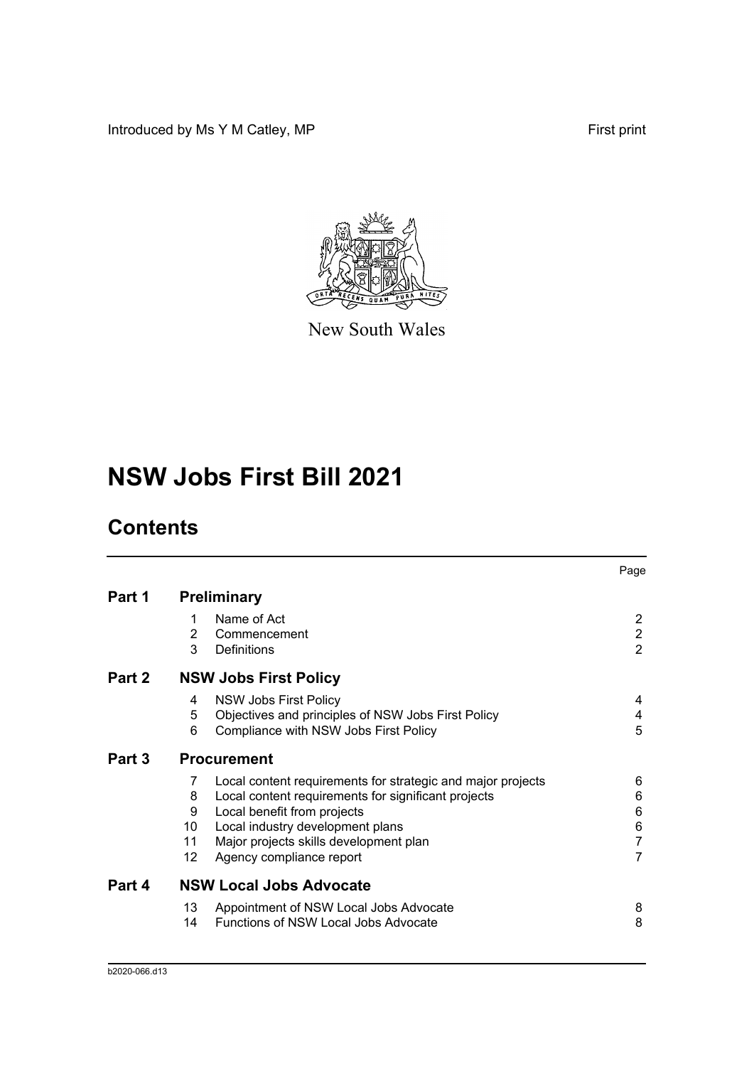Introduced by Ms Y M Catley, MP First print

New South Wales

# NSW Jobs First Bill 2021

## Contents

| | | | Page |
|---|---|---|---|
| **Part 1** | **Preliminary** | | |
| | 1 | Name of Act | 2 |
| | 2 | Commencement | 2 |
| | 3 | Definitions | 2 |
| **Part 2** | **NSW Jobs First Policy** | | |
| | 4 | NSW Jobs First Policy | 4 |
| | 5 | Objectives and principles of NSW Jobs First Policy | 4 |
| | 6 | Compliance with NSW Jobs First Policy | 5 |
| **Part 3** | **Procurement** | | |
| | 7 | Local content requirements for strategic and major projects | 6 |
| | 8 | Local content requirements for significant projects | 6 |
| | 9 | Local benefit from projects | 6 |
| | 10 | Local industry development plans | 6 |
| | 11 | Major projects skills development plan | 7 |
| | 12 | Agency compliance report | 7 |
| **Part 4** | **NSW Local Jobs Advocate** | | |
| | 13 | Appointment of NSW Local Jobs Advocate | 8 |
| | 14 | Functions of NSW Local Jobs Advocate | 8 |

b2020-066.d13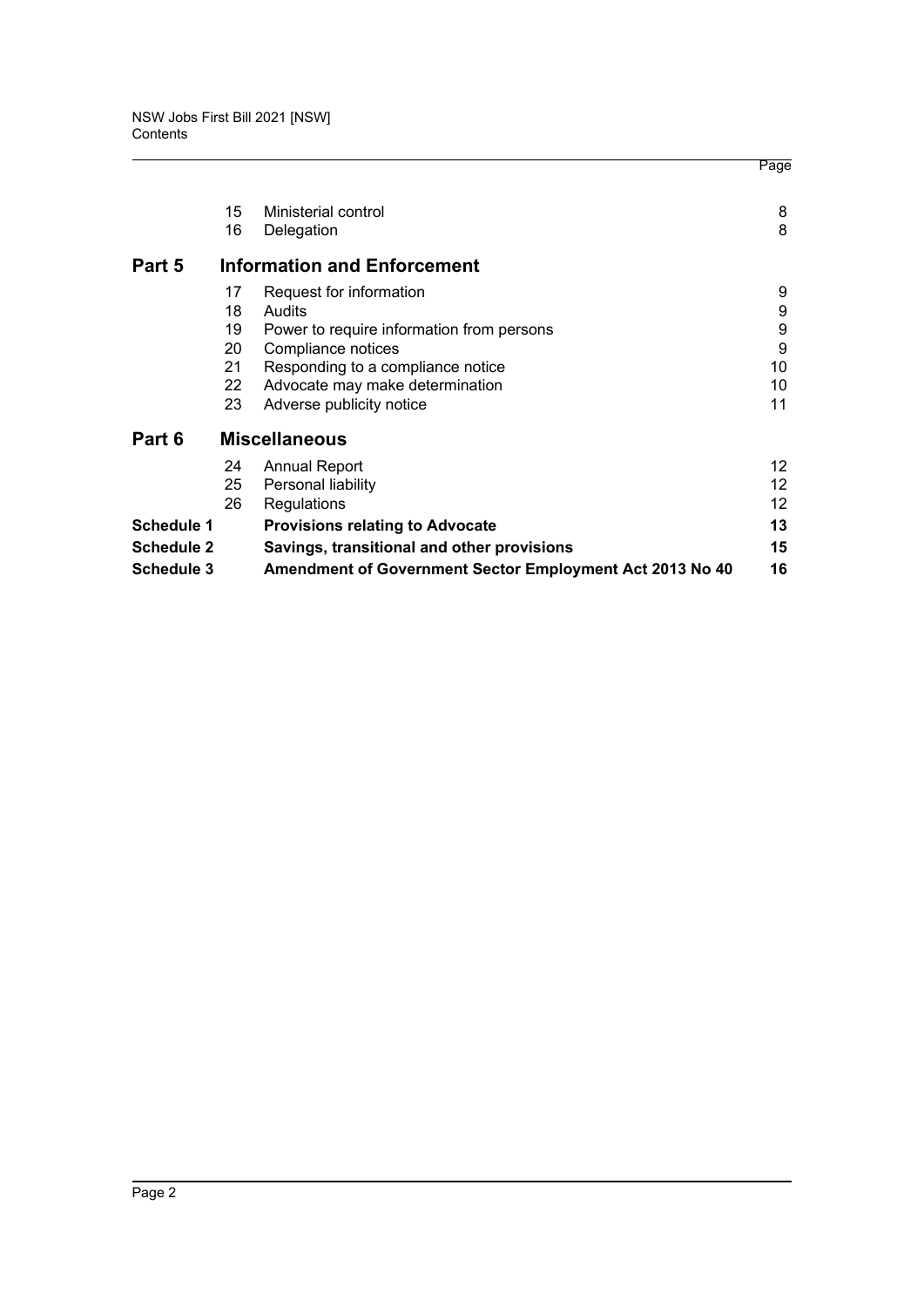| | | | Page |
|---|---|---|---|
| | 15 | Ministerial control | 8 |
| | 16 | Delegation | 8 |
| **Part 5** | | **Information and Enforcement** | |
| | 17 | Request for information | 9 |
| | 18 | Audits | 9 |
| | 19 | Power to require information from persons | 9 |
| | 20 | Compliance notices | 9 |
| | 21 | Responding to a compliance notice | 10 |
| | 22 | Advocate may make determination | 10 |
| | 23 | Adverse publicity notice | 11 |
| **Part 6** | | **Miscellaneous** | |
| | 24 | Annual Report | 12 |
| | 25 | Personal liability | 12 |
| | 26 | Regulations | 12 |
| **Schedule 1** | | **Provisions relating to Advocate** | **13** |
| **Schedule 2** | | **Savings, transitional and other provisions** | **15** |
| **Schedule 3** | | **Amendment of Government Sector Employment Act 2013 No 40** | **16** |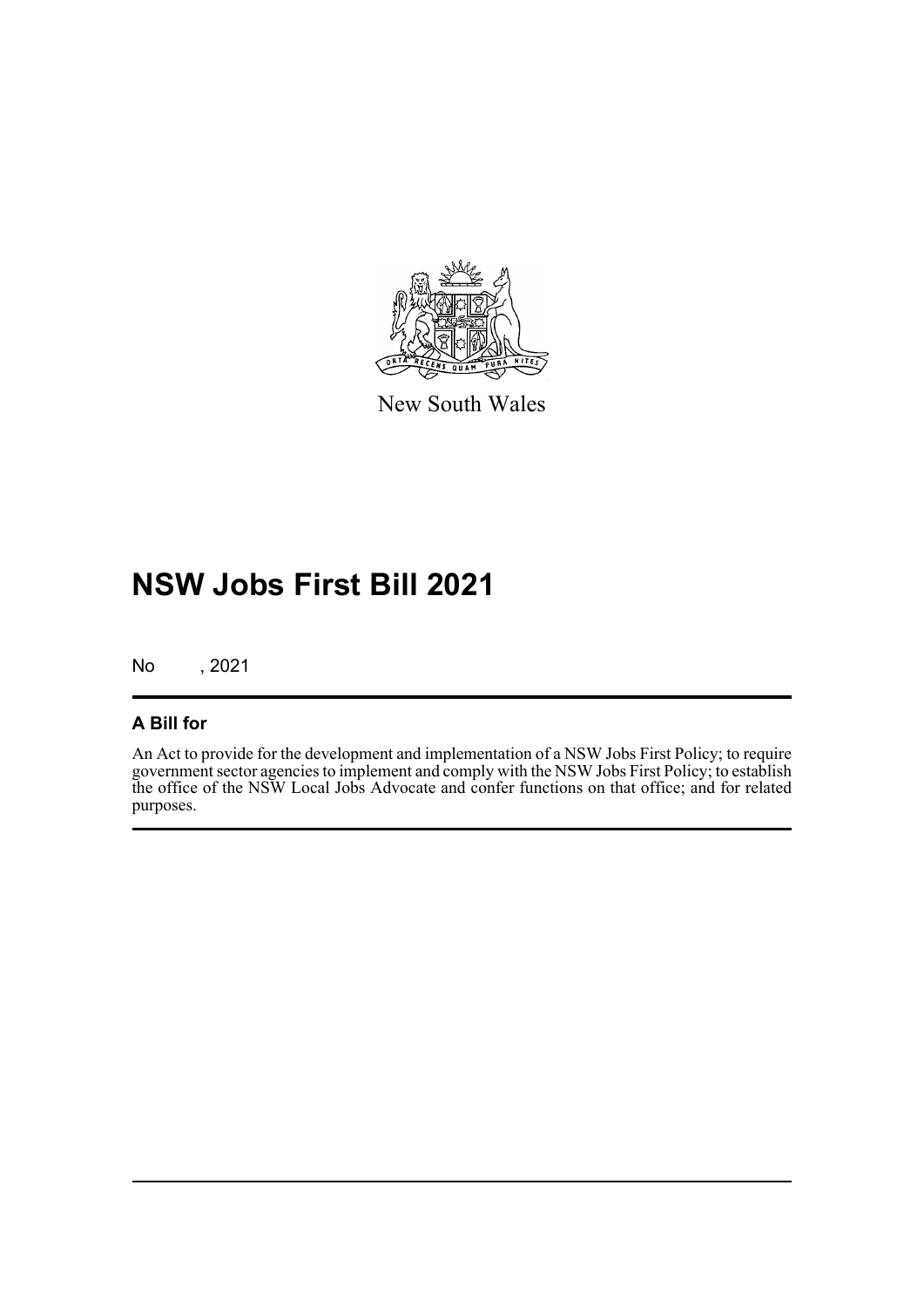New South Wales

# NSW Jobs First Bill 2021

No , 2021

### A Bill for

An Act to provide for the development and implementation of a NSW Jobs First Policy; to require government sector agencies to implement and comply with the NSW Jobs First Policy; to establish the office of the NSW Local Jobs Advocate and confer functions on that office; and for related purposes.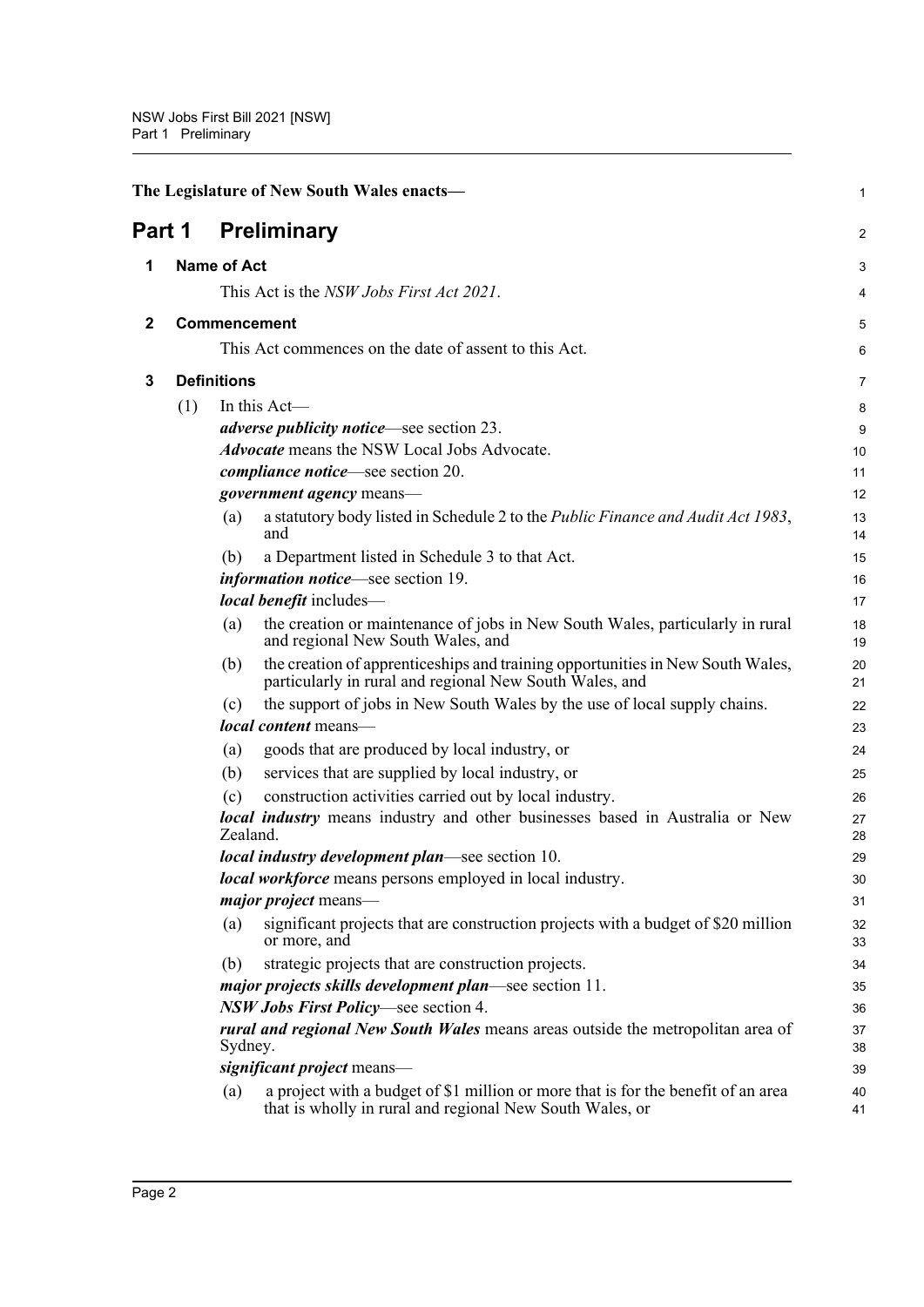The Legislature of New South Wales enacts—

# Part 1 Preliminary

## 1 Name of Act

This Act is the *NSW Jobs First Act 2021*.

## 2 Commencement

This Act commences on the date of assent to this Act.

## 3 Definitions

(1) In this Act—

***adverse publicity notice***—see section 23.

***Advocate*** means the NSW Local Jobs Advocate.

***compliance notice***—see section 20.

***government agency*** means—

(a) a statutory body listed in Schedule 2 to the *Public Finance and Audit Act 1983*, and

(b) a Department listed in Schedule 3 to that Act.

***information notice***—see section 19.

***local benefit*** includes—

(a) the creation or maintenance of jobs in New South Wales, particularly in rural and regional New South Wales, and

(b) the creation of apprenticeships and training opportunities in New South Wales, particularly in rural and regional New South Wales, and

(c) the support of jobs in New South Wales by the use of local supply chains.

***local content*** means—

(a) goods that are produced by local industry, or

(b) services that are supplied by local industry, or

(c) construction activities carried out by local industry.

***local industry*** means industry and other businesses based in Australia or New Zealand.

***local industry development plan***—see section 10.

***local workforce*** means persons employed in local industry.

***major project*** means—

(a) significant projects that are construction projects with a budget of $20 million or more, and

(b) strategic projects that are construction projects.

***major projects skills development plan***—see section 11.

***NSW Jobs First Policy***—see section 4.

***rural and regional New South Wales*** means areas outside the metropolitan area of Sydney.

***significant project*** means—

(a) a project with a budget of $1 million or more that is for the benefit of an area that is wholly in rural and regional New South Wales, or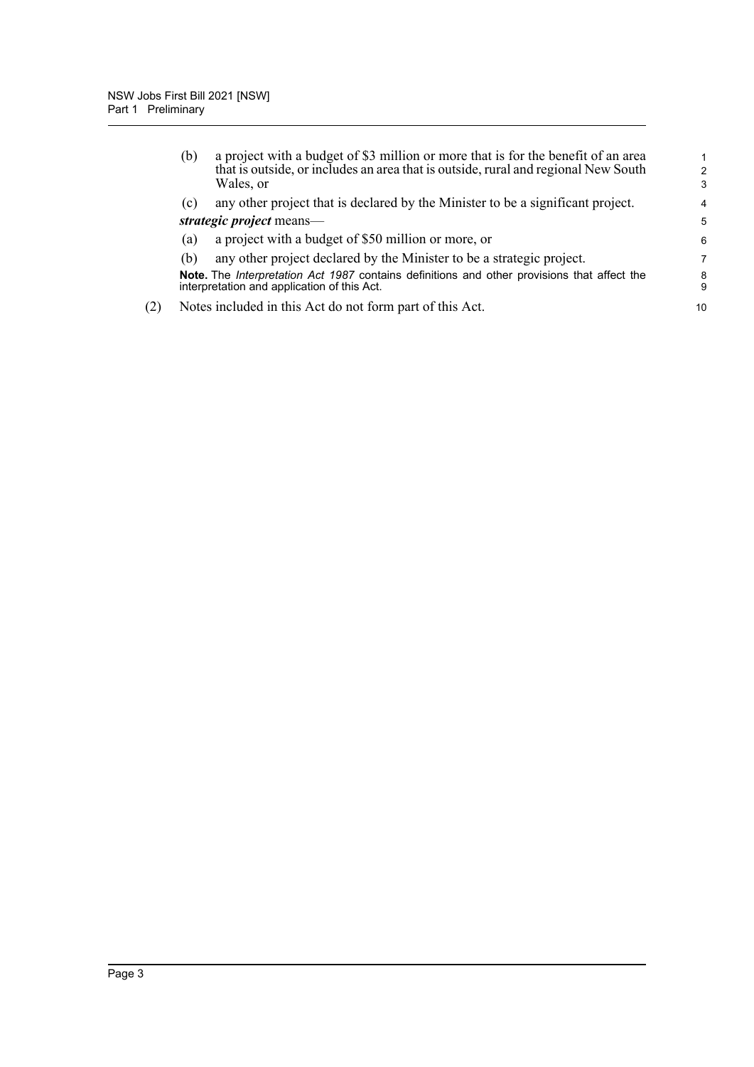(b) a project with a budget of $3 million or more that is for the benefit of an area that is outside, or includes an area that is outside, rural and regional New South Wales, or

(c) any other project that is declared by the Minister to be a significant project.

***strategic project*** means—

(a) a project with a budget of $50 million or more, or

(b) any other project declared by the Minister to be a strategic project.

**Note.** The *Interpretation Act 1987* contains definitions and other provisions that affect the interpretation and application of this Act.

(2) Notes included in this Act do not form part of this Act.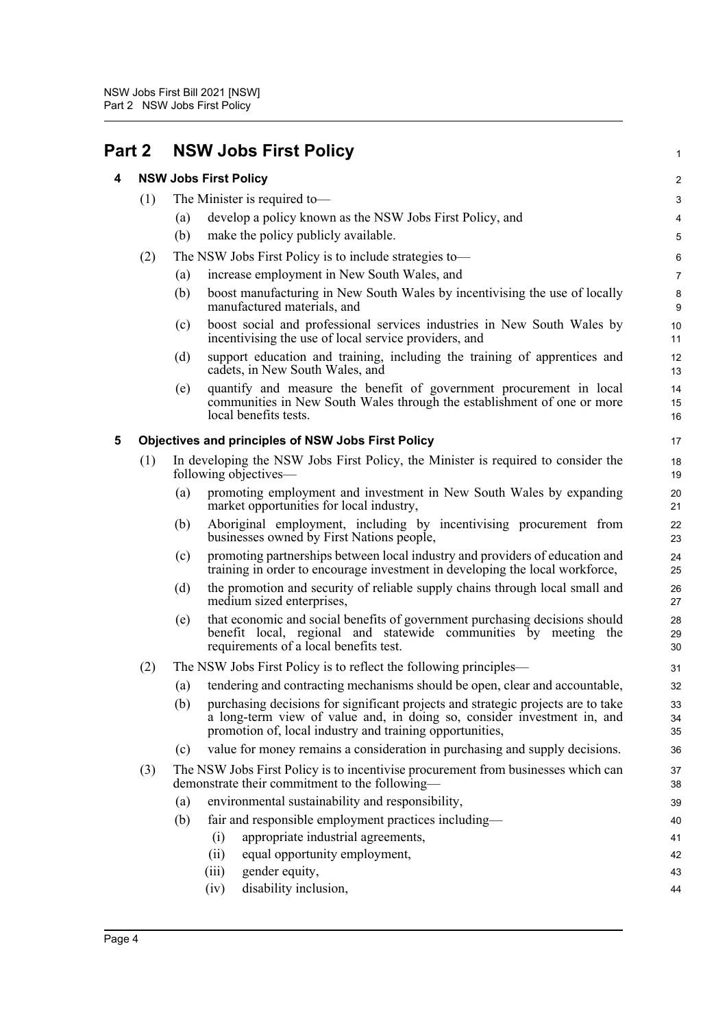# Part 2 NSW Jobs First Policy

## 4 NSW Jobs First Policy

(1) The Minister is required to—

(a) develop a policy known as the NSW Jobs First Policy, and

(b) make the policy publicly available.

(2) The NSW Jobs First Policy is to include strategies to—

(a) increase employment in New South Wales, and

(b) boost manufacturing in New South Wales by incentivising the use of locally manufactured materials, and

(c) boost social and professional services industries in New South Wales by incentivising the use of local service providers, and

(d) support education and training, including the training of apprentices and cadets, in New South Wales, and

(e) quantify and measure the benefit of government procurement in local communities in New South Wales through the establishment of one or more local benefits tests.

## 5 Objectives and principles of NSW Jobs First Policy

(1) In developing the NSW Jobs First Policy, the Minister is required to consider the following objectives—

(a) promoting employment and investment in New South Wales by expanding market opportunities for local industry,

(b) Aboriginal employment, including by incentivising procurement from businesses owned by First Nations people,

(c) promoting partnerships between local industry and providers of education and training in order to encourage investment in developing the local workforce,

(d) the promotion and security of reliable supply chains through local small and medium sized enterprises,

(e) that economic and social benefits of government purchasing decisions should benefit local, regional and statewide communities by meeting the requirements of a local benefits test.

(2) The NSW Jobs First Policy is to reflect the following principles—

(a) tendering and contracting mechanisms should be open, clear and accountable,

(b) purchasing decisions for significant projects and strategic projects are to take a long-term view of value and, in doing so, consider investment in, and promotion of, local industry and training opportunities,

(c) value for money remains a consideration in purchasing and supply decisions.

(3) The NSW Jobs First Policy is to incentivise procurement from businesses which can demonstrate their commitment to the following—

(a) environmental sustainability and responsibility,

(b) fair and responsible employment practices including—

(i) appropriate industrial agreements,

(ii) equal opportunity employment,

(iii) gender equity,

(iv) disability inclusion,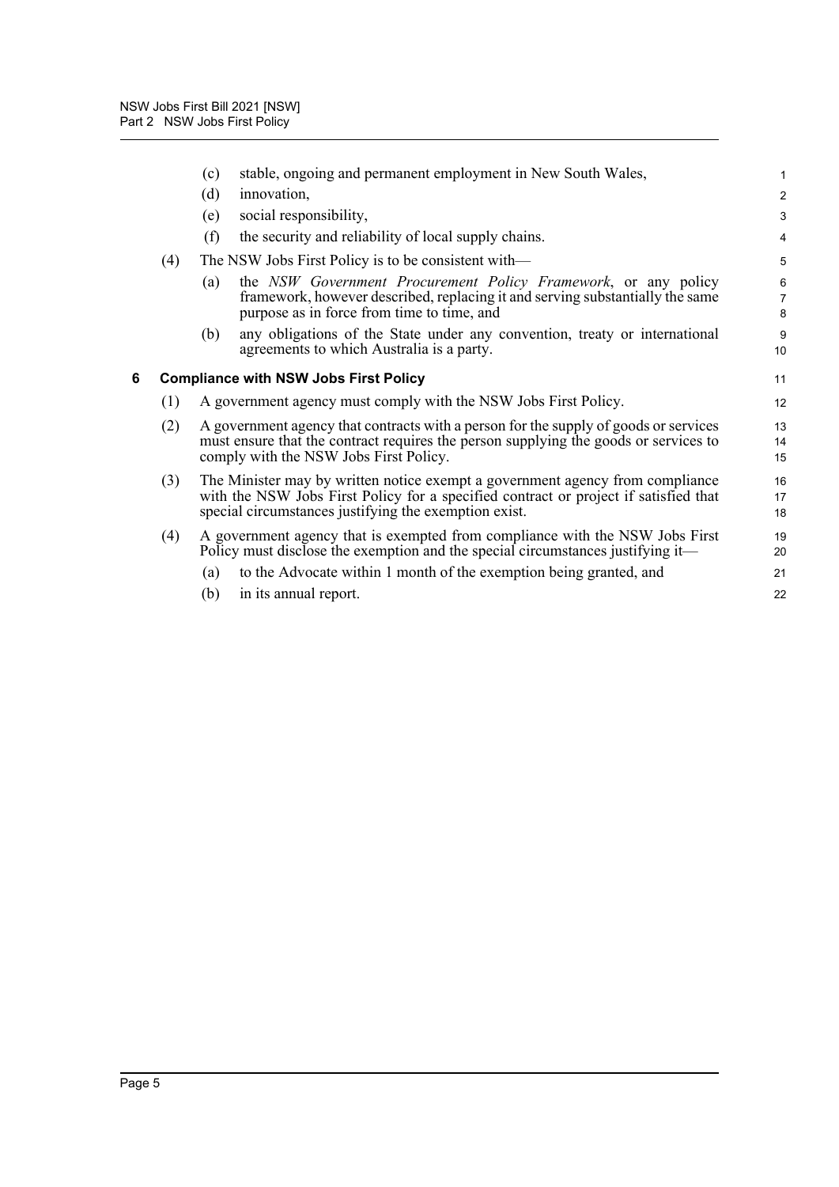(c) stable, ongoing and permanent employment in New South Wales,

(d) innovation,

(e) social responsibility,

(f) the security and reliability of local supply chains.

(4) The NSW Jobs First Policy is to be consistent with—

(a) the *NSW Government Procurement Policy Framework*, or any policy framework, however described, replacing it and serving substantially the same purpose as in force from time to time, and

(b) any obligations of the State under any convention, treaty or international agreements to which Australia is a party.

### 6 Compliance with NSW Jobs First Policy

(1) A government agency must comply with the NSW Jobs First Policy.

(2) A government agency that contracts with a person for the supply of goods or services must ensure that the contract requires the person supplying the goods or services to comply with the NSW Jobs First Policy.

(3) The Minister may by written notice exempt a government agency from compliance with the NSW Jobs First Policy for a specified contract or project if satisfied that special circumstances justifying the exemption exist.

(4) A government agency that is exempted from compliance with the NSW Jobs First Policy must disclose the exemption and the special circumstances justifying it—

(a) to the Advocate within 1 month of the exemption being granted, and

(b) in its annual report.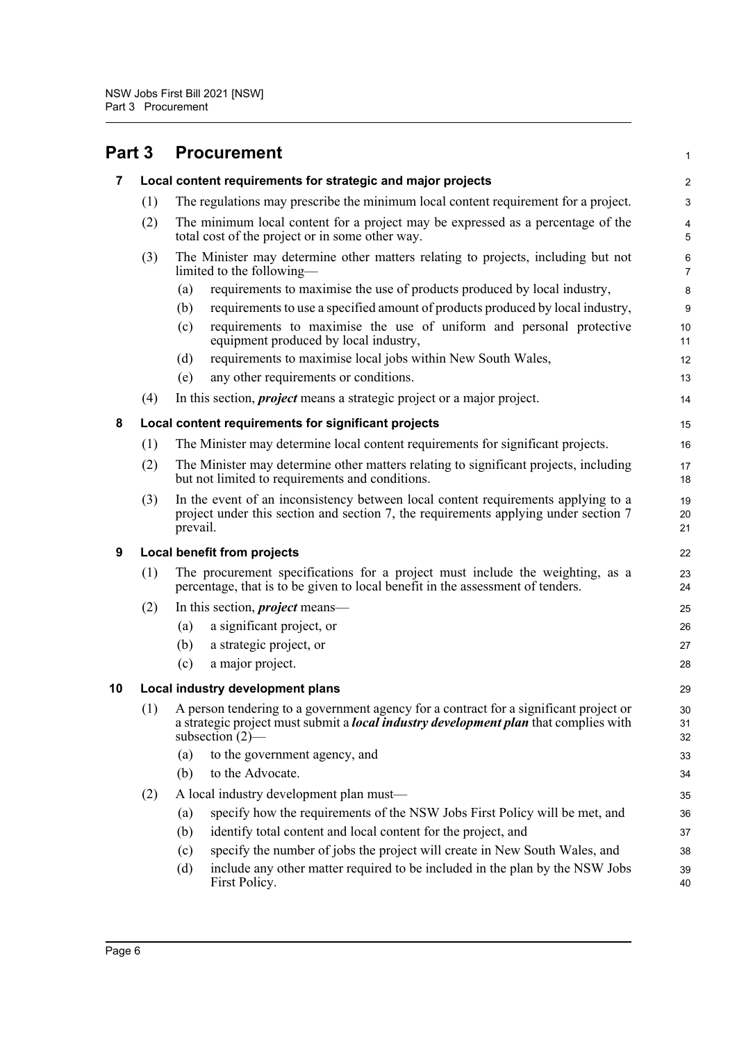# Part 3 Procurement

## 7 Local content requirements for strategic and major projects

(1) The regulations may prescribe the minimum local content requirement for a project.

(2) The minimum local content for a project may be expressed as a percentage of the total cost of the project or in some other way.

(3) The Minister may determine other matters relating to projects, including but not limited to the following—

- (a) requirements to maximise the use of products produced by local industry,
- (b) requirements to use a specified amount of products produced by local industry,
- (c) requirements to maximise the use of uniform and personal protective equipment produced by local industry,
- (d) requirements to maximise local jobs within New South Wales,
- (e) any other requirements or conditions.

(4) In this section, ***project*** means a strategic project or a major project.

## 8 Local content requirements for significant projects

(1) The Minister may determine local content requirements for significant projects.

(2) The Minister may determine other matters relating to significant projects, including but not limited to requirements and conditions.

(3) In the event of an inconsistency between local content requirements applying to a project under this section and section 7, the requirements applying under section 7 prevail.

## 9 Local benefit from projects

(1) The procurement specifications for a project must include the weighting, as a percentage, that is to be given to local benefit in the assessment of tenders.

(2) In this section, ***project*** means—

- (a) a significant project, or
- (b) a strategic project, or
- (c) a major project.

## 10 Local industry development plans

(1) A person tendering to a government agency for a contract for a significant project or a strategic project must submit a ***local industry development plan*** that complies with subsection (2)—

- (a) to the government agency, and
- (b) to the Advocate.

(2) A local industry development plan must—

- (a) specify how the requirements of the NSW Jobs First Policy will be met, and
- (b) identify total content and local content for the project, and
- (c) specify the number of jobs the project will create in New South Wales, and
- (d) include any other matter required to be included in the plan by the NSW Jobs First Policy.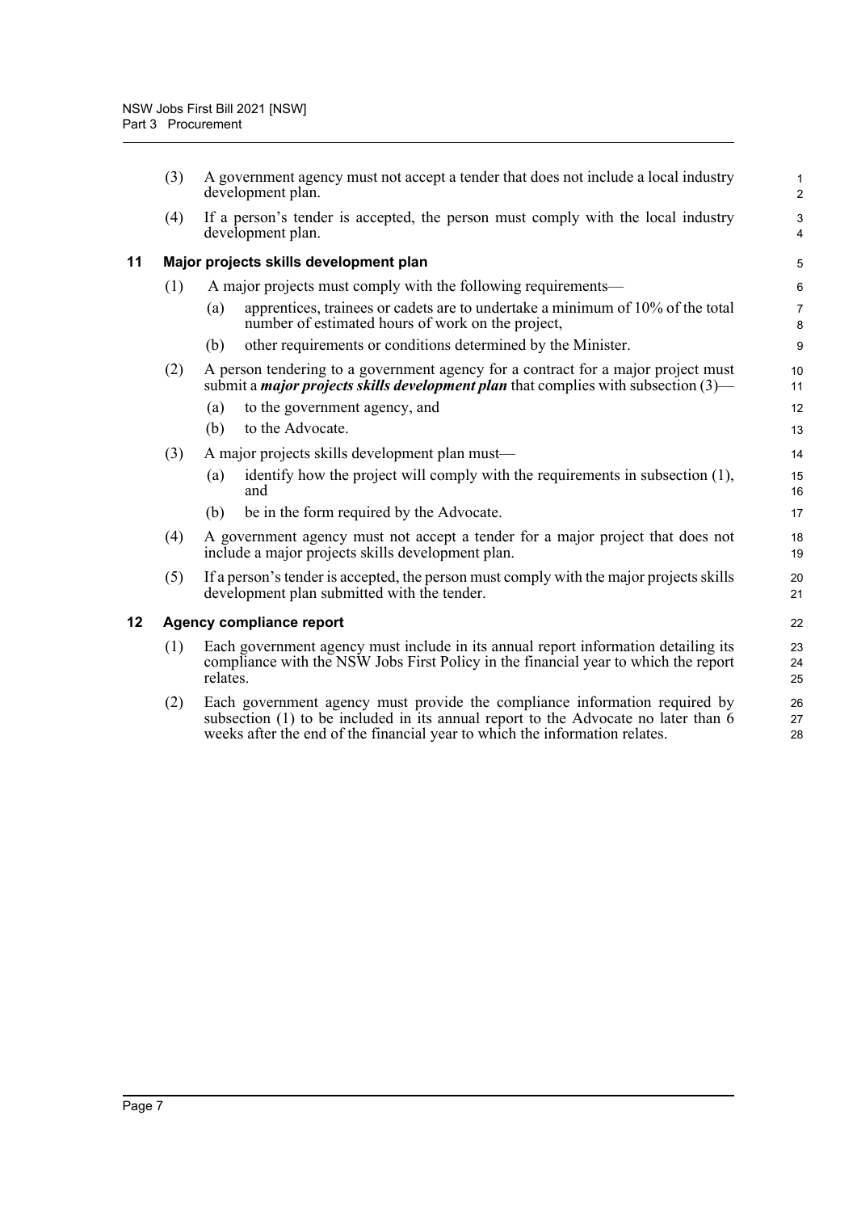(3) A government agency must not accept a tender that does not include a local industry development plan.

(4) If a person's tender is accepted, the person must comply with the local industry development plan.

### 11 Major projects skills development plan

(1) A major projects must comply with the following requirements—

(a) apprentices, trainees or cadets are to undertake a minimum of 10% of the total number of estimated hours of work on the project,

(b) other requirements or conditions determined by the Minister.

(2) A person tendering to a government agency for a contract for a major project must submit a ***major projects skills development plan*** that complies with subsection (3)—

(a) to the government agency, and

(b) to the Advocate.

(3) A major projects skills development plan must—

(a) identify how the project will comply with the requirements in subsection (1), and

(b) be in the form required by the Advocate.

(4) A government agency must not accept a tender for a major project that does not include a major projects skills development plan.

(5) If a person's tender is accepted, the person must comply with the major projects skills development plan submitted with the tender.

### 12 Agency compliance report

(1) Each government agency must include in its annual report information detailing its compliance with the NSW Jobs First Policy in the financial year to which the report relates.

(2) Each government agency must provide the compliance information required by subsection (1) to be included in its annual report to the Advocate no later than 6 weeks after the end of the financial year to which the information relates.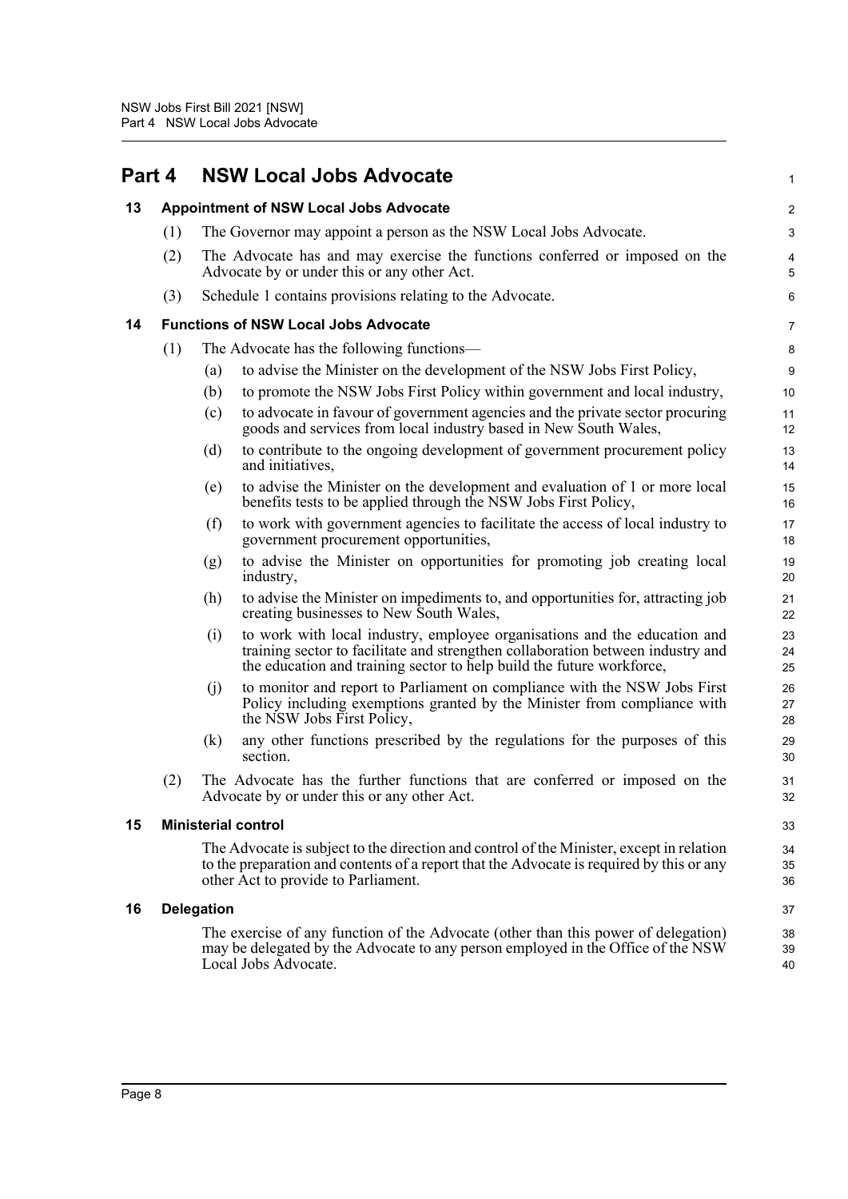## Part 4 NSW Local Jobs Advocate

### 13 Appointment of NSW Local Jobs Advocate

(1) The Governor may appoint a person as the NSW Local Jobs Advocate.

(2) The Advocate has and may exercise the functions conferred or imposed on the Advocate by or under this or any other Act.

(3) Schedule 1 contains provisions relating to the Advocate.

### 14 Functions of NSW Local Jobs Advocate

(1) The Advocate has the following functions—

(a) to advise the Minister on the development of the NSW Jobs First Policy,

(b) to promote the NSW Jobs First Policy within government and local industry,

(c) to advocate in favour of government agencies and the private sector procuring goods and services from local industry based in New South Wales,

(d) to contribute to the ongoing development of government procurement policy and initiatives,

(e) to advise the Minister on the development and evaluation of 1 or more local benefits tests to be applied through the NSW Jobs First Policy,

(f) to work with government agencies to facilitate the access of local industry to government procurement opportunities,

(g) to advise the Minister on opportunities for promoting job creating local industry,

(h) to advise the Minister on impediments to, and opportunities for, attracting job creating businesses to New South Wales,

(i) to work with local industry, employee organisations and the education and training sector to facilitate and strengthen collaboration between industry and the education and training sector to help build the future workforce,

(j) to monitor and report to Parliament on compliance with the NSW Jobs First Policy including exemptions granted by the Minister from compliance with the NSW Jobs First Policy,

(k) any other functions prescribed by the regulations for the purposes of this section.

(2) The Advocate has the further functions that are conferred or imposed on the Advocate by or under this or any other Act.

### 15 Ministerial control

The Advocate is subject to the direction and control of the Minister, except in relation to the preparation and contents of a report that the Advocate is required by this or any other Act to provide to Parliament.

### 16 Delegation

The exercise of any function of the Advocate (other than this power of delegation) may be delegated by the Advocate to any person employed in the Office of the NSW Local Jobs Advocate.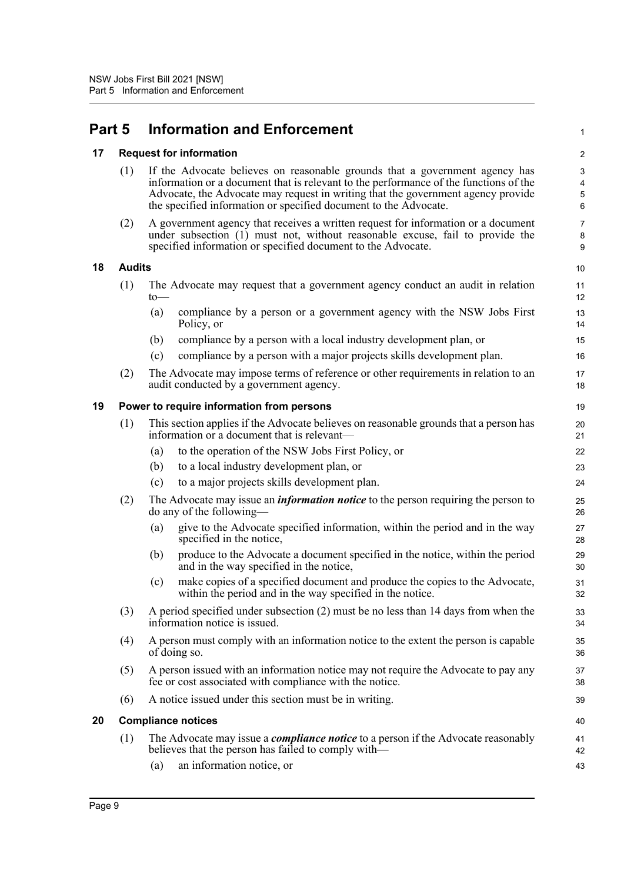# Part 5 Information and Enforcement

## 17 Request for information

(1) If the Advocate believes on reasonable grounds that a government agency has information or a document that is relevant to the performance of the functions of the Advocate, the Advocate may request in writing that the government agency provide the specified information or specified document to the Advocate.

(2) A government agency that receives a written request for information or a document under subsection (1) must not, without reasonable excuse, fail to provide the specified information or specified document to the Advocate.

## 18 Audits

(1) The Advocate may request that a government agency conduct an audit in relation to—

- (a) compliance by a person or a government agency with the NSW Jobs First Policy, or
- (b) compliance by a person with a local industry development plan, or
- (c) compliance by a person with a major projects skills development plan.

(2) The Advocate may impose terms of reference or other requirements in relation to an audit conducted by a government agency.

## 19 Power to require information from persons

(1) This section applies if the Advocate believes on reasonable grounds that a person has information or a document that is relevant—

- (a) to the operation of the NSW Jobs First Policy, or
- (b) to a local industry development plan, or
- (c) to a major projects skills development plan.

(2) The Advocate may issue an ***information notice*** to the person requiring the person to do any of the following—

- (a) give to the Advocate specified information, within the period and in the way specified in the notice,
- (b) produce to the Advocate a document specified in the notice, within the period and in the way specified in the notice,
- (c) make copies of a specified document and produce the copies to the Advocate, within the period and in the way specified in the notice.

(3) A period specified under subsection (2) must be no less than 14 days from when the information notice is issued.

(4) A person must comply with an information notice to the extent the person is capable of doing so.

(5) A person issued with an information notice may not require the Advocate to pay any fee or cost associated with compliance with the notice.

(6) A notice issued under this section must be in writing.

## 20 Compliance notices

(1) The Advocate may issue a ***compliance notice*** to a person if the Advocate reasonably believes that the person has failed to comply with—

- (a) an information notice, or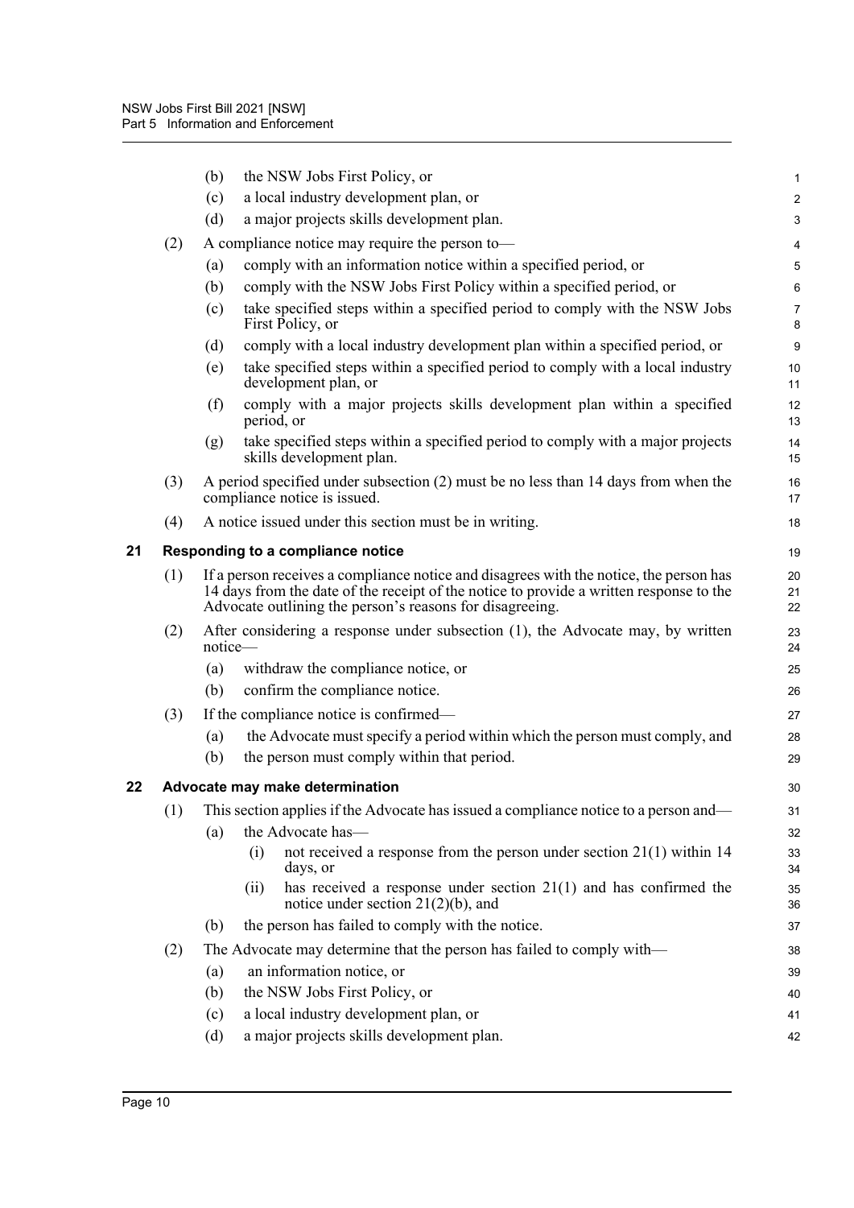(b) the NSW Jobs First Policy, or

(c) a local industry development plan, or

(d) a major projects skills development plan.

(2) A compliance notice may require the person to—

(a) comply with an information notice within a specified period, or

(b) comply with the NSW Jobs First Policy within a specified period, or

(c) take specified steps within a specified period to comply with the NSW Jobs First Policy, or

(d) comply with a local industry development plan within a specified period, or

(e) take specified steps within a specified period to comply with a local industry development plan, or

(f) comply with a major projects skills development plan within a specified period, or

(g) take specified steps within a specified period to comply with a major projects skills development plan.

(3) A period specified under subsection (2) must be no less than 14 days from when the compliance notice is issued.

(4) A notice issued under this section must be in writing.

## 21 Responding to a compliance notice

(1) If a person receives a compliance notice and disagrees with the notice, the person has 14 days from the date of the receipt of the notice to provide a written response to the Advocate outlining the person's reasons for disagreeing.

(2) After considering a response under subsection (1), the Advocate may, by written notice—

(a) withdraw the compliance notice, or

(b) confirm the compliance notice.

(3) If the compliance notice is confirmed—

(a) the Advocate must specify a period within which the person must comply, and

(b) the person must comply within that period.

## 22 Advocate may make determination

(1) This section applies if the Advocate has issued a compliance notice to a person and—

(a) the Advocate has—

(i) not received a response from the person under section 21(1) within 14 days, or

(ii) has received a response under section 21(1) and has confirmed the notice under section 21(2)(b), and

(b) the person has failed to comply with the notice.

(2) The Advocate may determine that the person has failed to comply with—

(a) an information notice, or

(b) the NSW Jobs First Policy, or

(c) a local industry development plan, or

(d) a major projects skills development plan.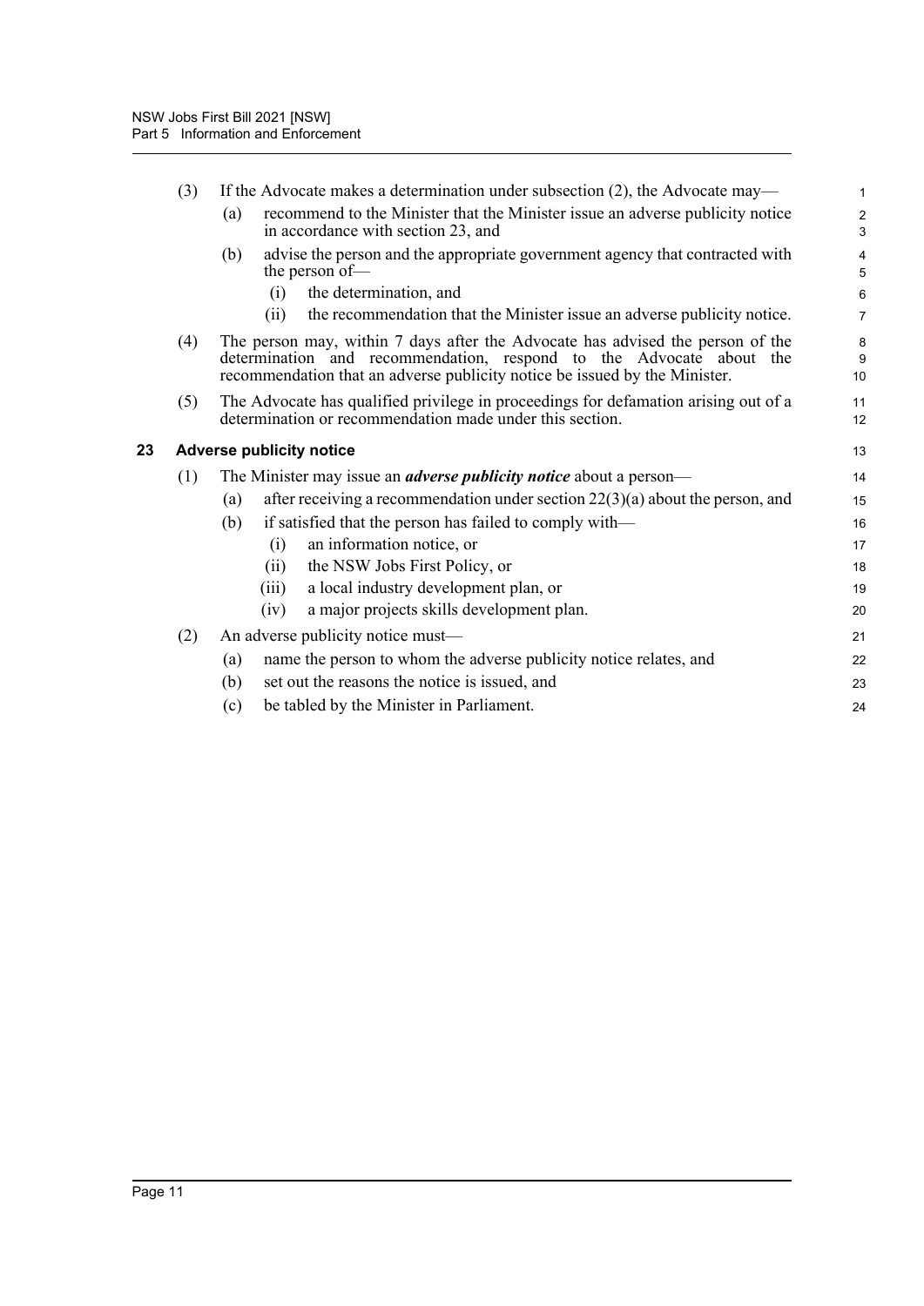(3) If the Advocate makes a determination under subsection (2), the Advocate may—

(a) recommend to the Minister that the Minister issue an adverse publicity notice in accordance with section 23, and

(b) advise the person and the appropriate government agency that contracted with the person of—

(i) the determination, and

(ii) the recommendation that the Minister issue an adverse publicity notice.

(4) The person may, within 7 days after the Advocate has advised the person of the determination and recommendation, respond to the Advocate about the recommendation that an adverse publicity notice be issued by the Minister.

(5) The Advocate has qualified privilege in proceedings for defamation arising out of a determination or recommendation made under this section.

## 23 Adverse publicity notice

(1) The Minister may issue an ***adverse publicity notice*** about a person—

(a) after receiving a recommendation under section 22(3)(a) about the person, and

(b) if satisfied that the person has failed to comply with—

(i) an information notice, or

(ii) the NSW Jobs First Policy, or

(iii) a local industry development plan, or

(iv) a major projects skills development plan.

(2) An adverse publicity notice must—

(a) name the person to whom the adverse publicity notice relates, and

(b) set out the reasons the notice is issued, and

(c) be tabled by the Minister in Parliament.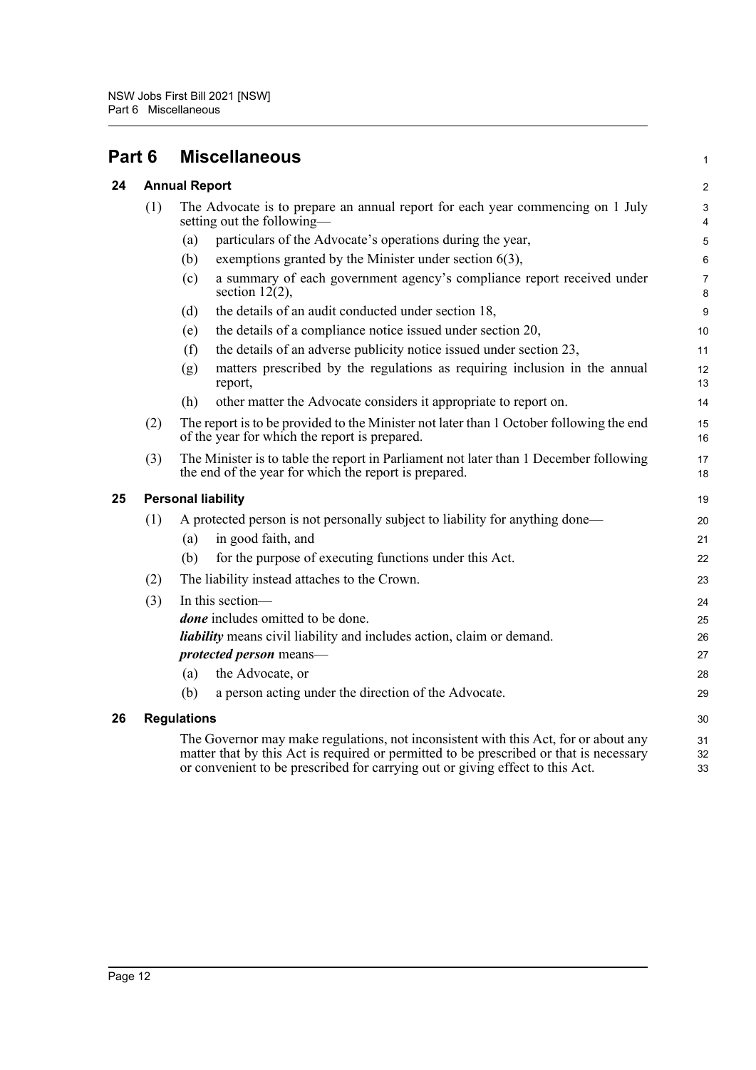# Part 6 Miscellaneous

## 24 Annual Report

(1) The Advocate is to prepare an annual report for each year commencing on 1 July setting out the following—

- (a) particulars of the Advocate's operations during the year,
- (b) exemptions granted by the Minister under section 6(3),
- (c) a summary of each government agency's compliance report received under section 12(2),
- (d) the details of an audit conducted under section 18,
- (e) the details of a compliance notice issued under section 20,
- (f) the details of an adverse publicity notice issued under section 23,
- (g) matters prescribed by the regulations as requiring inclusion in the annual report,
- (h) other matter the Advocate considers it appropriate to report on.

(2) The report is to be provided to the Minister not later than 1 October following the end of the year for which the report is prepared.

(3) The Minister is to table the report in Parliament not later than 1 December following the end of the year for which the report is prepared.

## 25 Personal liability

(1) A protected person is not personally subject to liability for anything done—

- (a) in good faith, and
- (b) for the purpose of executing functions under this Act.

(2) The liability instead attaches to the Crown.

(3) In this section—

***done*** includes omitted to be done.

***liability*** means civil liability and includes action, claim or demand.

***protected person*** means—

- (a) the Advocate, or
- (b) a person acting under the direction of the Advocate.

## 26 Regulations

The Governor may make regulations, not inconsistent with this Act, for or about any matter that by this Act is required or permitted to be prescribed or that is necessary or convenient to be prescribed for carrying out or giving effect to this Act.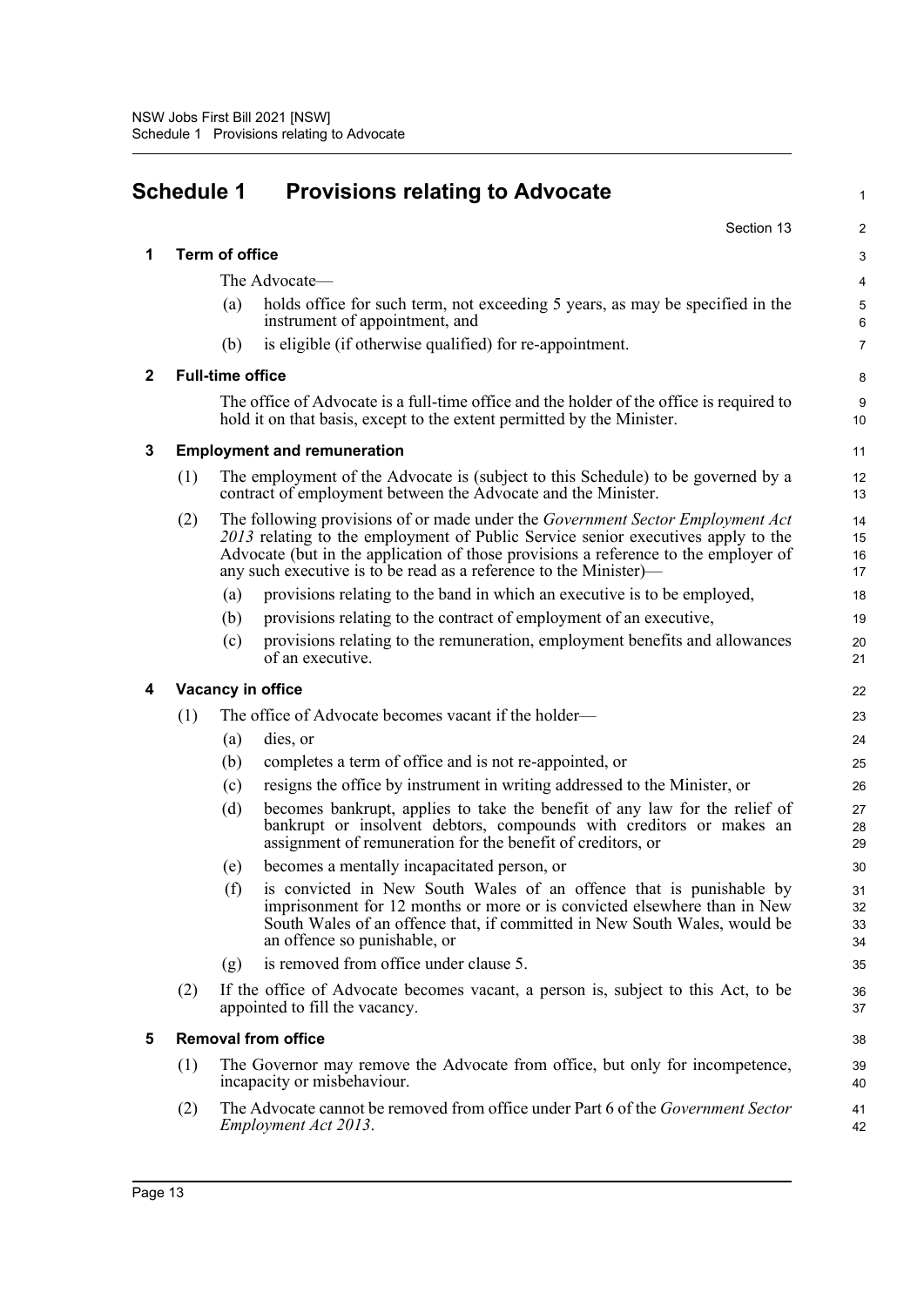# Schedule 1 Provisions relating to Advocate

Section 13

## 1 Term of office

The Advocate—

(a) holds office for such term, not exceeding 5 years, as may be specified in the instrument of appointment, and

(b) is eligible (if otherwise qualified) for re-appointment.

## 2 Full-time office

The office of Advocate is a full-time office and the holder of the office is required to hold it on that basis, except to the extent permitted by the Minister.

## 3 Employment and remuneration

(1) The employment of the Advocate is (subject to this Schedule) to be governed by a contract of employment between the Advocate and the Minister.

(2) The following provisions of or made under the *Government Sector Employment Act 2013* relating to the employment of Public Service senior executives apply to the Advocate (but in the application of those provisions a reference to the employer of any such executive is to be read as a reference to the Minister)—

(a) provisions relating to the band in which an executive is to be employed,

(b) provisions relating to the contract of employment of an executive,

(c) provisions relating to the remuneration, employment benefits and allowances of an executive.

## 4 Vacancy in office

(1) The office of Advocate becomes vacant if the holder—

(a) dies, or

(b) completes a term of office and is not re-appointed, or

(c) resigns the office by instrument in writing addressed to the Minister, or

(d) becomes bankrupt, applies to take the benefit of any law for the relief of bankrupt or insolvent debtors, compounds with creditors or makes an assignment of remuneration for the benefit of creditors, or

(e) becomes a mentally incapacitated person, or

(f) is convicted in New South Wales of an offence that is punishable by imprisonment for 12 months or more or is convicted elsewhere than in New South Wales of an offence that, if committed in New South Wales, would be an offence so punishable, or

(g) is removed from office under clause 5.

(2) If the office of Advocate becomes vacant, a person is, subject to this Act, to be appointed to fill the vacancy.

## 5 Removal from office

(1) The Governor may remove the Advocate from office, but only for incompetence, incapacity or misbehaviour.

(2) The Advocate cannot be removed from office under Part 6 of the *Government Sector Employment Act 2013*.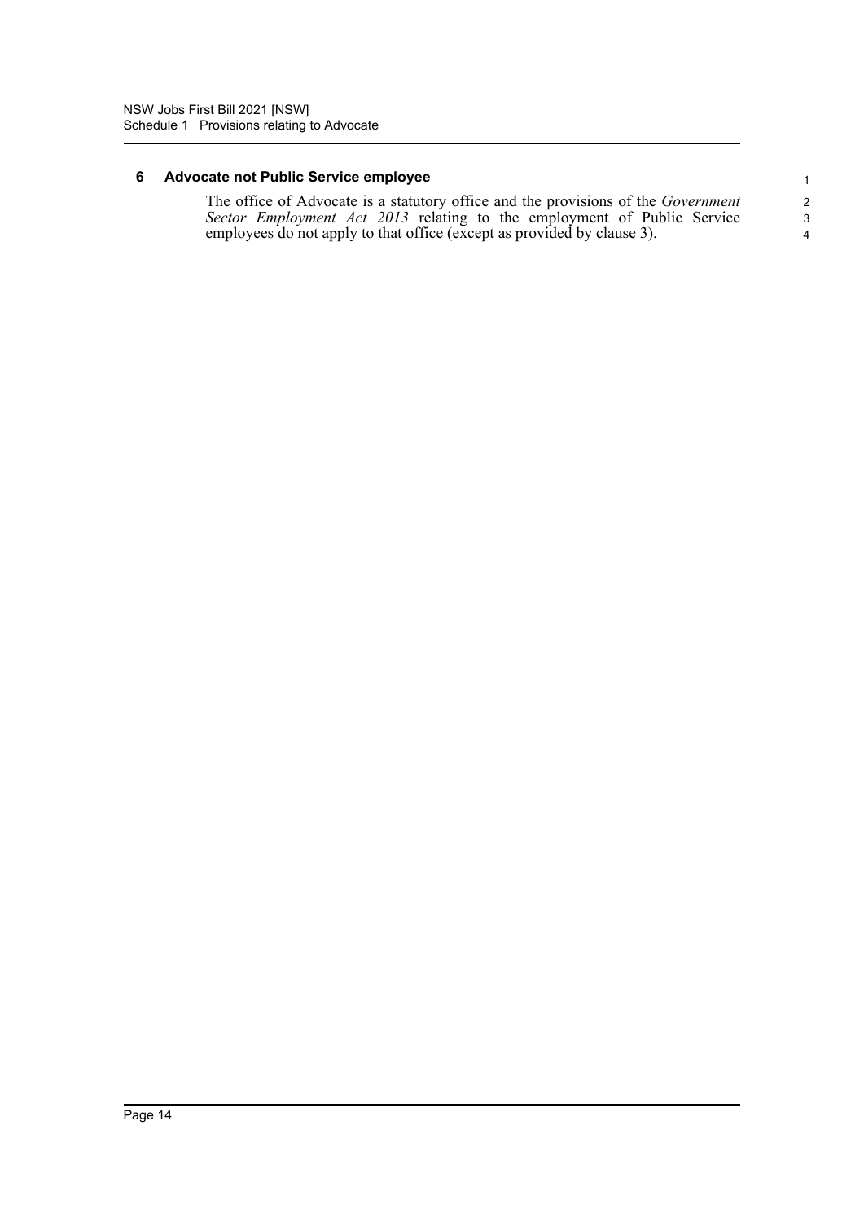### 6 Advocate not Public Service employee

The office of Advocate is a statutory office and the provisions of the *Government Sector Employment Act 2013* relating to the employment of Public Service employees do not apply to that office (except as provided by clause 3).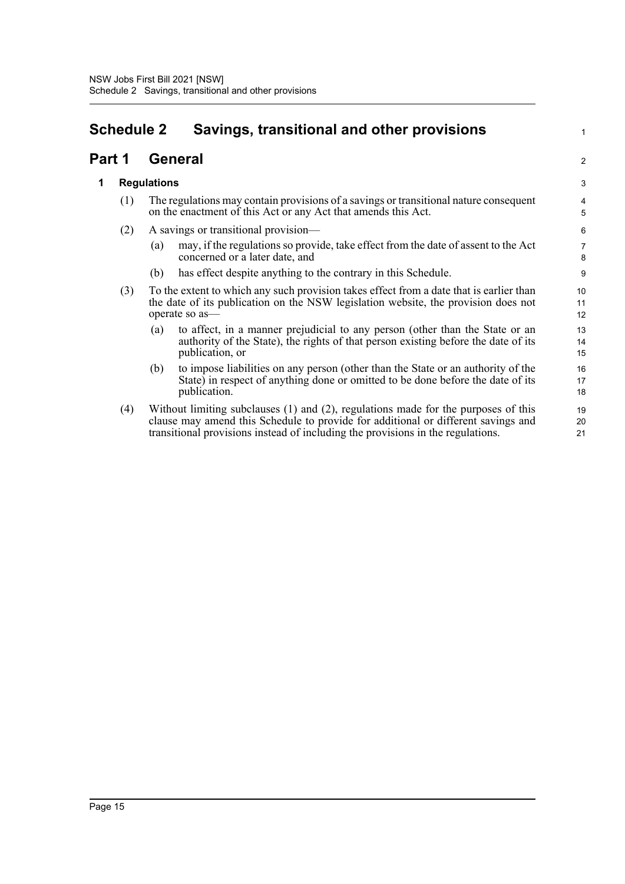# Schedule 2 Savings, transitional and other provisions

## Part 1 General

### 1 Regulations

(1) The regulations may contain provisions of a savings or transitional nature consequent on the enactment of this Act or any Act that amends this Act.

(2) A savings or transitional provision—

(a) may, if the regulations so provide, take effect from the date of assent to the Act concerned or a later date, and

(b) has effect despite anything to the contrary in this Schedule.

(3) To the extent to which any such provision takes effect from a date that is earlier than the date of its publication on the NSW legislation website, the provision does not operate so as—

(a) to affect, in a manner prejudicial to any person (other than the State or an authority of the State), the rights of that person existing before the date of its publication, or

(b) to impose liabilities on any person (other than the State or an authority of the State) in respect of anything done or omitted to be done before the date of its publication.

(4) Without limiting subclauses (1) and (2), regulations made for the purposes of this clause may amend this Schedule to provide for additional or different savings and transitional provisions instead of including the provisions in the regulations.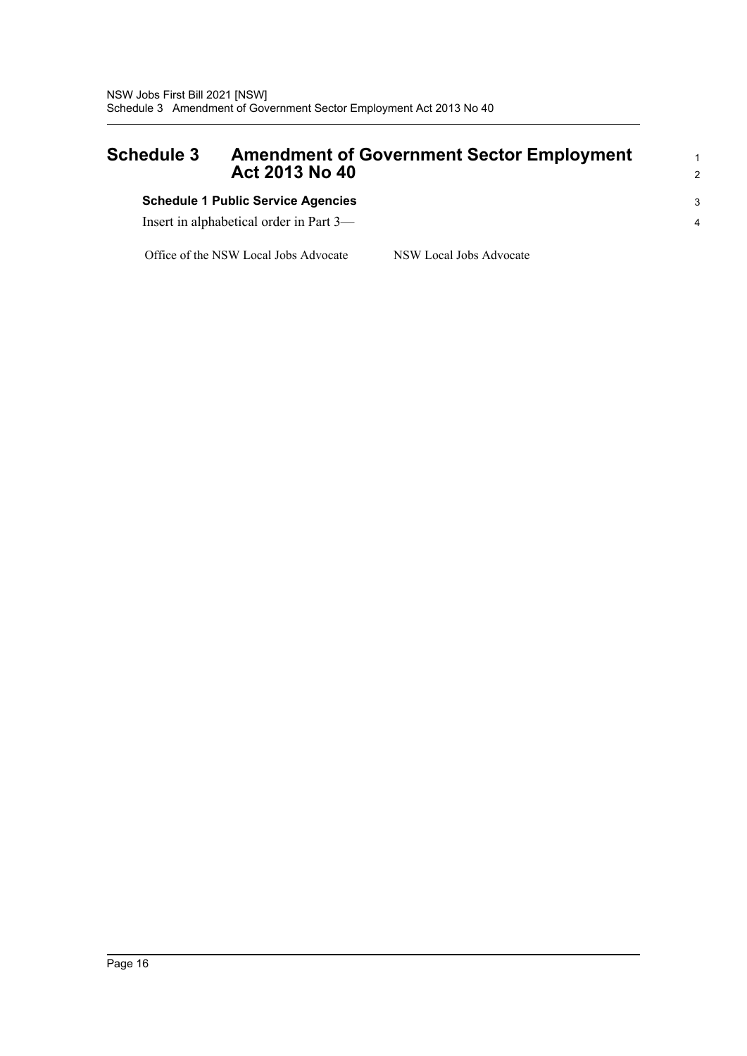# Schedule 3 Amendment of Government Sector Employment Act 2013 No 40

### Schedule 1 Public Service Agencies

Insert in alphabetical order in Part 3—

| | |
|---|---|
| Office of the NSW Local Jobs Advocate | NSW Local Jobs Advocate |